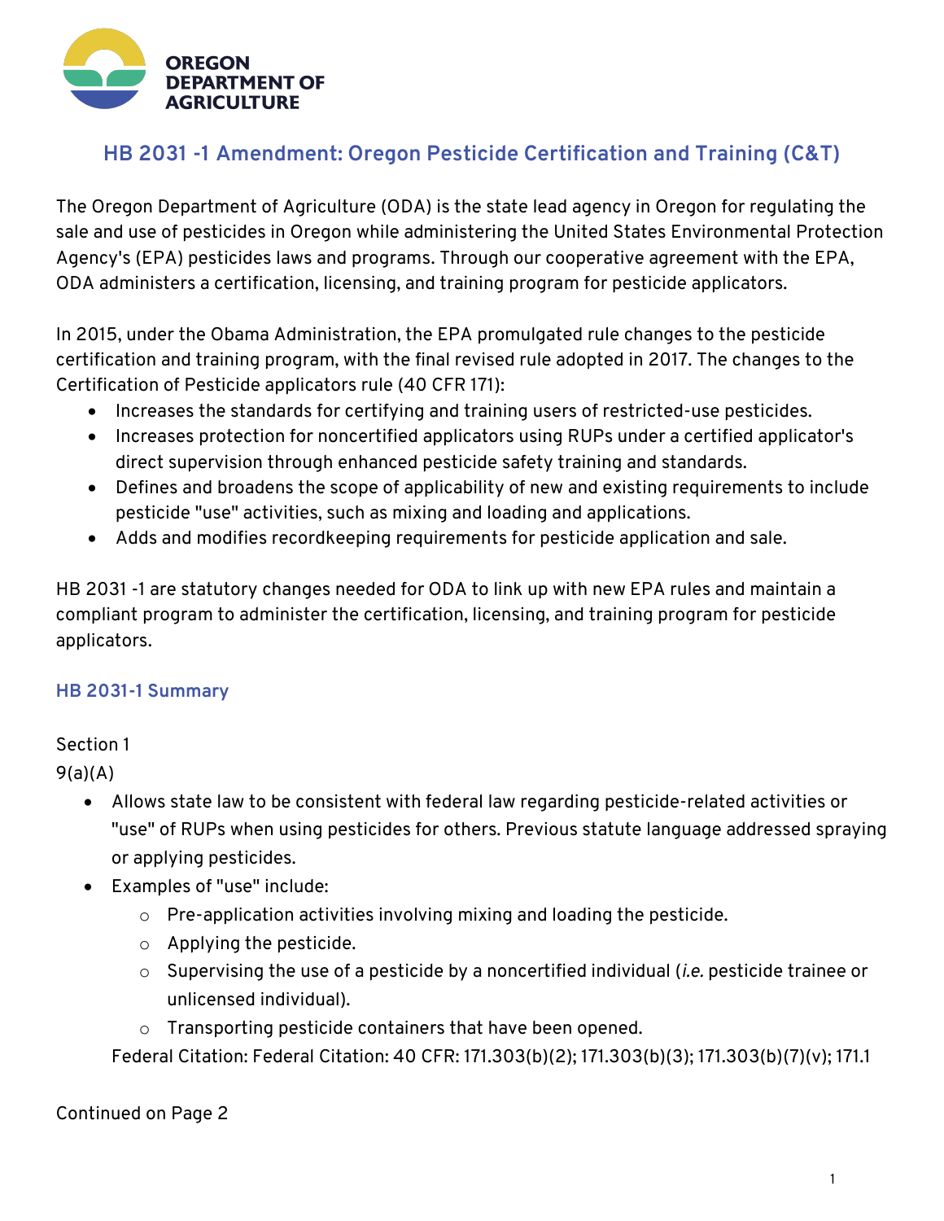**OREGON DEPARTMENT OF AGRICULTURE**

# HB 2031 -1 Amendment: Oregon Pesticide Certification and Training (C&T)

The Oregon Department of Agriculture (ODA) is the state lead agency in Oregon for regulating the sale and use of pesticides in Oregon while administering the United States Environmental Protection Agency's (EPA) pesticides laws and programs. Through our cooperative agreement with the EPA, ODA administers a certification, licensing, and training program for pesticide applicators.

In 2015, under the Obama Administration, the EPA promulgated rule changes to the pesticide certification and training program, with the final revised rule adopted in 2017. The changes to the Certification of Pesticide applicators rule (40 CFR 171):

- Increases the standards for certifying and training users of restricted-use pesticides.
- Increases protection for noncertified applicators using RUPs under a certified applicator's direct supervision through enhanced pesticide safety training and standards.
- Defines and broadens the scope of applicability of new and existing requirements to include pesticide "use" activities, such as mixing and loading and applications.
- Adds and modifies recordkeeping requirements for pesticide application and sale.

HB 2031 -1 are statutory changes needed for ODA to link up with new EPA rules and maintain a compliant program to administer the certification, licensing, and training program for pesticide applicators.

## HB 2031-1 Summary

Section 1

9(a)(A)

- Allows state law to be consistent with federal law regarding pesticide-related activities or "use" of RUPs when using pesticides for others. Previous statute language addressed spraying or applying pesticides.
- Examples of "use" include:
  - Pre-application activities involving mixing and loading the pesticide.
  - Applying the pesticide.
  - Supervising the use of a pesticide by a noncertified individual (*i.e.* pesticide trainee or unlicensed individual).
  - Transporting pesticide containers that have been opened.

  Federal Citation: Federal Citation: 40 CFR: 171.303(b)(2); 171.303(b)(3); 171.303(b)(7)(v); 171.1

Continued on Page 2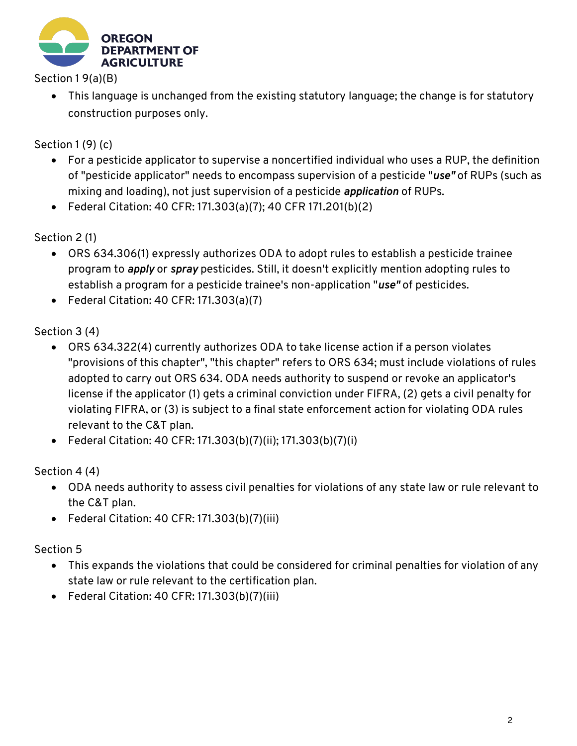Section 1 9(a)(B)

- This language is unchanged from the existing statutory language; the change is for statutory construction purposes only.

Section 1 (9) (c)

- For a pesticide applicator to supervise a noncertified individual who uses a RUP, the definition of "pesticide applicator" needs to encompass supervision of a pesticide "***use"*** of RUPs (such as mixing and loading), not just supervision of a pesticide ***application*** of RUPs.
- Federal Citation: 40 CFR: 171.303(a)(7); 40 CFR 171.201(b)(2)

Section 2 (1)

- ORS 634.306(1) expressly authorizes ODA to adopt rules to establish a pesticide trainee program to ***apply*** or ***spray*** pesticides. Still, it doesn't explicitly mention adopting rules to establish a program for a pesticide trainee's non-application "***use"*** of pesticides.
- Federal Citation: 40 CFR: 171.303(a)(7)

Section 3 (4)

- ORS 634.322(4) currently authorizes ODA to take license action if a person violates "provisions of this chapter", "this chapter" refers to ORS 634; must include violations of rules adopted to carry out ORS 634. ODA needs authority to suspend or revoke an applicator's license if the applicator (1) gets a criminal conviction under FIFRA, (2) gets a civil penalty for violating FIFRA, or (3) is subject to a final state enforcement action for violating ODA rules relevant to the C&T plan.
- Federal Citation: 40 CFR: 171.303(b)(7)(ii); 171.303(b)(7)(i)

Section 4 (4)

- ODA needs authority to assess civil penalties for violations of any state law or rule relevant to the C&T plan.
- Federal Citation: 40 CFR: 171.303(b)(7)(iii)

Section 5

- This expands the violations that could be considered for criminal penalties for violation of any state law or rule relevant to the certification plan.
- Federal Citation: 40 CFR: 171.303(b)(7)(iii)